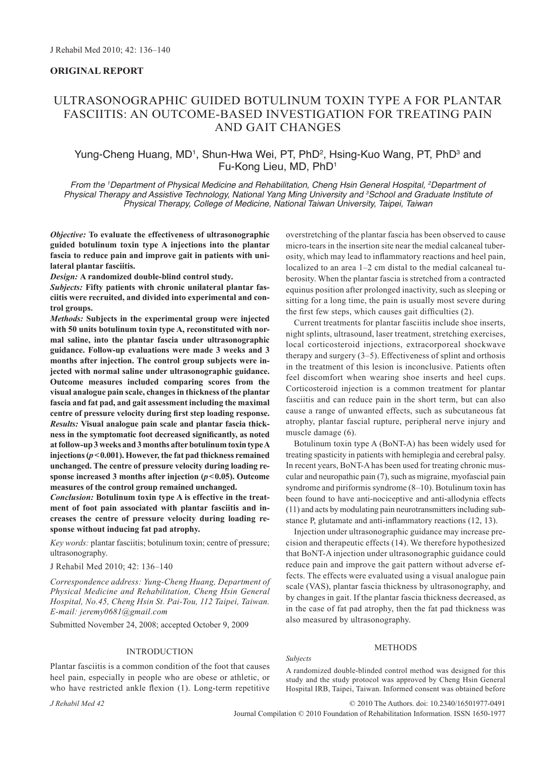**ORIGINAL REPORT**

# ULTRASONOGRAPHIC GUIDED BOTULINUM TOXIN TYPE A FOR PLANTAR FASCIITIS: AN OUTCOME-BASED INVESTIGATION FOR TREATING PAIN AND GAIT CHANGES

Yung-Cheng Huang, MD[1], Shun-Hwa Wei, PT, PhD[2], Hsing-Kuo Wang, PT, PhD[3] and Fu-Kong Lieu, MD, PhD[1]

*From the [1]Department of Physical Medicine and Rehabilitation, Cheng Hsin General Hospital, [2]Department of Physical Therapy and Assistive Technology, National Yang Ming University and [3]School and Graduate Institute of Physical Therapy, College of Medicine, National Taiwan University, Taipei, Taiwan*

***Objective:*** **To evaluate the effectiveness of ultrasonographic guided botulinum toxin type A injections into the plantar fascia to reduce pain and improve gait in patients with unilateral plantar fasciitis.**

***Design:*** **A randomized double-blind control study.**

***Subjects:*** **Fifty patients with chronic unilateral plantar fasciitis were recruited, and divided into experimental and control groups.**

***Methods:*** **Subjects in the experimental group were injected with 50 units botulinum toxin type A, reconstituted with normal saline, into the plantar fascia under ultrasonographic guidance. Follow-up evaluations were made 3 weeks and 3 months after injection. The control group subjects were injected with normal saline under ultrasonographic guidance. Outcome measures included comparing scores from the visual analogue pain scale, changes in thickness of the plantar fascia and fat pad, and gait assessment including the maximal centre of pressure velocity during first step loading response.**

***Results:*** **Visual analogue pain scale and plantar fascia thickness in the symptomatic foot decreased significantly, as noted at follow-up 3 weeks and 3 months after botulinum toxin type A injections ($p<0.001$). However, the fat pad thickness remained unchanged. The centre of pressure velocity during loading response increased 3 months after injection ($p<0.05$). Outcome measures of the control group remained unchanged.**

***Conclusion:*** **Botulinum toxin type A is effective in the treatment of foot pain associated with plantar fasciitis and increases the centre of pressure velocity during loading response without inducing fat pad atrophy.**

*Key words:* plantar fasciitis; botulinum toxin; centre of pressure; ultrasonography.

J Rehabil Med 2010; 42: 136–140

*Correspondence address: Yung-Cheng Huang, Department of Physical Medicine and Rehabilitation, Cheng Hsin General Hospital, No.45, Cheng Hsin St. Pai-Tou, 112 Taipei, Taiwan. E-mail: jeremy0681@gmail.com*

Submitted November 24, 2008; accepted October 9, 2009

## INTRODUCTION

Plantar fasciitis is a common condition of the foot that causes heel pain, especially in people who are obese or athletic, or who have restricted ankle flexion (1). Long-term repetitive overstretching of the plantar fascia has been observed to cause micro-tears in the insertion site near the medial calcaneal tuberosity, which may lead to inflammatory reactions and heel pain, localized to an area 1–2 cm distal to the medial calcaneal tuberosity. When the plantar fascia is stretched from a contracted equinus position after prolonged inactivity, such as sleeping or sitting for a long time, the pain is usually most severe during the first few steps, which causes gait difficulties (2).

Current treatments for plantar fasciitis include shoe inserts, night splints, ultrasound, laser treatment, stretching exercises, local corticosteroid injections, extracorporeal shockwave therapy and surgery (3–5). Effectiveness of splint and orthosis in the treatment of this lesion is inconclusive. Patients often feel discomfort when wearing shoe inserts and heel cups. Corticosteroid injection is a common treatment for plantar fasciitis and can reduce pain in the short term, but can also cause a range of unwanted effects, such as subcutaneous fat atrophy, plantar fascial rupture, peripheral nerve injury and muscle damage (6).

Botulinum toxin type A (BoNT-A) has been widely used for treating spasticity in patients with hemiplegia and cerebral palsy. In recent years, BoNT-A has been used for treating chronic muscular and neuropathic pain (7), such as migraine, myofascial pain syndrome and piriformis syndrome (8–10). Botulinum toxin has been found to have anti-nociceptive and anti-allodynia effects (11) and acts by modulating pain neurotransmitters including substance P, glutamate and anti-inflammatory reactions (12, 13).

Injection under ultrasonographic guidance may increase precision and therapeutic effects (14). We therefore hypothesized that BoNT-A injection under ultrasonographic guidance could reduce pain and improve the gait pattern without adverse effects. The effects were evaluated using a visual analogue pain scale (VAS), plantar fascia thickness by ultrasonography, and by changes in gait. If the plantar fascia thickness decreased, as in the case of fat pad atrophy, then the fat pad thickness was also measured by ultrasonography.

## METHODS

*Subjects*

A randomized double-blinded control method was designed for this study and the study protocol was approved by Cheng Hsin General Hospital IRB, Taipei, Taiwan. Informed consent was obtained before

© 2010 The Authors. doi: 10.2340/16501977-0491
Journal Compilation © 2010 Foundation of Rehabilitation Information. ISSN 1650-1977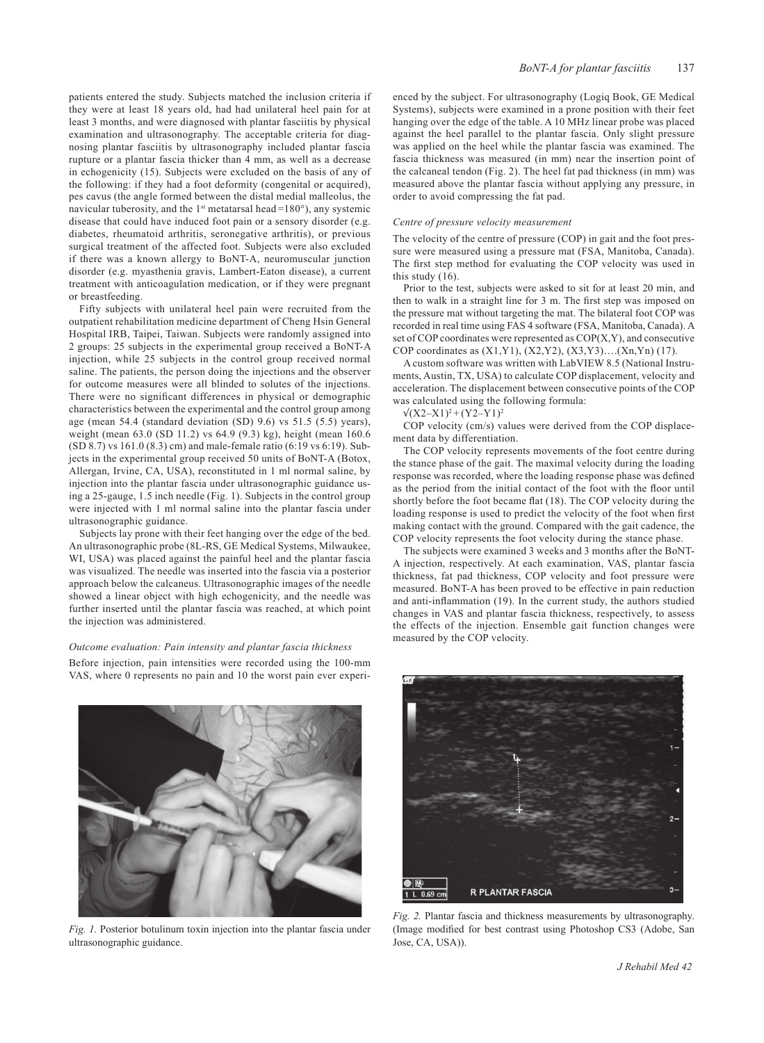patients entered the study. Subjects matched the inclusion criteria if they were at least 18 years old, had had unilateral heel pain for at least 3 months, and were diagnosed with plantar fasciitis by physical examination and ultrasonography. The acceptable criteria for diagnosing plantar fasciitis by ultrasonography included plantar fascia rupture or a plantar fascia thicker than 4 mm, as well as a decrease in echogenicity (15). Subjects were excluded on the basis of any of the following: if they had a foot deformity (congenital or acquired), pes cavus (the angle formed between the distal medial malleolus, the navicular tuberosity, and the 1st metatarsal head =180°), any systemic disease that could have induced foot pain or a sensory disorder (e.g. diabetes, rheumatoid arthritis, seronegative arthritis), or previous surgical treatment of the affected foot. Subjects were also excluded if there was a known allergy to BoNT-A, neuromuscular junction disorder (e.g. myasthenia gravis, Lambert-Eaton disease), a current treatment with anticoagulation medication, or if they were pregnant or breastfeeding.

Fifty subjects with unilateral heel pain were recruited from the outpatient rehabilitation medicine department of Cheng Hsin General Hospital IRB, Taipei, Taiwan. Subjects were randomly assigned into 2 groups: 25 subjects in the experimental group received a BoNT-A injection, while 25 subjects in the control group received normal saline. The patients, the person doing the injections and the observer for outcome measures were all blinded to solutes of the injections. There were no significant differences in physical or demographic characteristics between the experimental and the control group among age (mean 54.4 (standard deviation (SD) 9.6) vs 51.5 (5.5) years), weight (mean 63.0 (SD 11.2) vs 64.9 (9.3) kg), height (mean 160.6 (SD 8.7) vs 161.0 (8.3) cm) and male-female ratio (6:19 vs 6:19). Subjects in the experimental group received 50 units of BoNT-A (Botox, Allergan, Irvine, CA, USA), reconstituted in 1 ml normal saline, by injection into the plantar fascia under ultrasonographic guidance using a 25-gauge, 1.5 inch needle (Fig. 1). Subjects in the control group were injected with 1 ml normal saline into the plantar fascia under ultrasonographic guidance.

Subjects lay prone with their feet hanging over the edge of the bed. An ultrasonographic probe (8L-RS, GE Medical Systems, Milwaukee, WI, USA) was placed against the painful heel and the plantar fascia was visualized. The needle was inserted into the fascia via a posterior approach below the calcaneus. Ultrasonographic images of the needle showed a linear object with high echogenicity, and the needle was further inserted until the plantar fascia was reached, at which point the injection was administered.

### *Outcome evaluation: Pain intensity and plantar fascia thickness*

Before injection, pain intensities were recorded using the 100-mm VAS, where 0 represents no pain and 10 the worst pain ever experienced by the subject. For ultrasonography (Logiq Book, GE Medical Systems), subjects were examined in a prone position with their feet hanging over the edge of the table. A 10 MHz linear probe was placed against the heel parallel to the plantar fascia. Only slight pressure was applied on the heel while the plantar fascia was examined. The fascia thickness was measured (in mm) near the insertion point of the calcaneal tendon (Fig. 2). The heel fat pad thickness (in mm) was measured above the plantar fascia without applying any pressure, in order to avoid compressing the fat pad.

### *Centre of pressure velocity measurement*

The velocity of the centre of pressure (COP) in gait and the foot pressure were measured using a pressure mat (FSA, Manitoba, Canada). The first step method for evaluating the COP velocity was used in this study (16).

Prior to the test, subjects were asked to sit for at least 20 min, and then to walk in a straight line for 3 m. The first step was imposed on the pressure mat without targeting the mat. The bilateral foot COP was recorded in real time using FAS 4 software (FSA, Manitoba, Canada). A set of COP coordinates were represented as COP(X,Y), and consecutive COP coordinates as (X1,Y1), (X2,Y2), (X3,Y3)….(Xn,Yn) (17).

A custom software was written with LabVIEW 8.5 (National Instruments, Austin, TX, USA) to calculate COP displacement, velocity and acceleration. The displacement between consecutive points of the COP was calculated using the following formula:

$$\sqrt{(X2-X1)^2 + (Y2-Y1)^2}$$

COP velocity (cm/s) values were derived from the COP displacement data by differentiation.

The COP velocity represents movements of the foot centre during the stance phase of the gait. The maximal velocity during the loading response was recorded, where the loading response phase was defined as the period from the initial contact of the foot with the floor until shortly before the foot became flat (18). The COP velocity during the loading response is used to predict the velocity of the foot when first making contact with the ground. Compared with the gait cadence, the COP velocity represents the foot velocity during the stance phase.

The subjects were examined 3 weeks and 3 months after the BoNT-A injection, respectively. At each examination, VAS, plantar fascia thickness, fat pad thickness, COP velocity and foot pressure were measured. BoNT-A has been proved to be effective in pain reduction and anti-inflammation (19). In the current study, the authors studied changes in VAS and plantar fascia thickness, respectively, to assess the effects of the injection. Ensemble gait function changes were measured by the COP velocity.

*Fig. 1.* Posterior botulinum toxin injection into the plantar fascia under ultrasonographic guidance.

*Fig. 2.* Plantar fascia and thickness measurements by ultrasonography. (Image modified for best contrast using Photoshop CS3 (Adobe, San Jose, CA, USA)).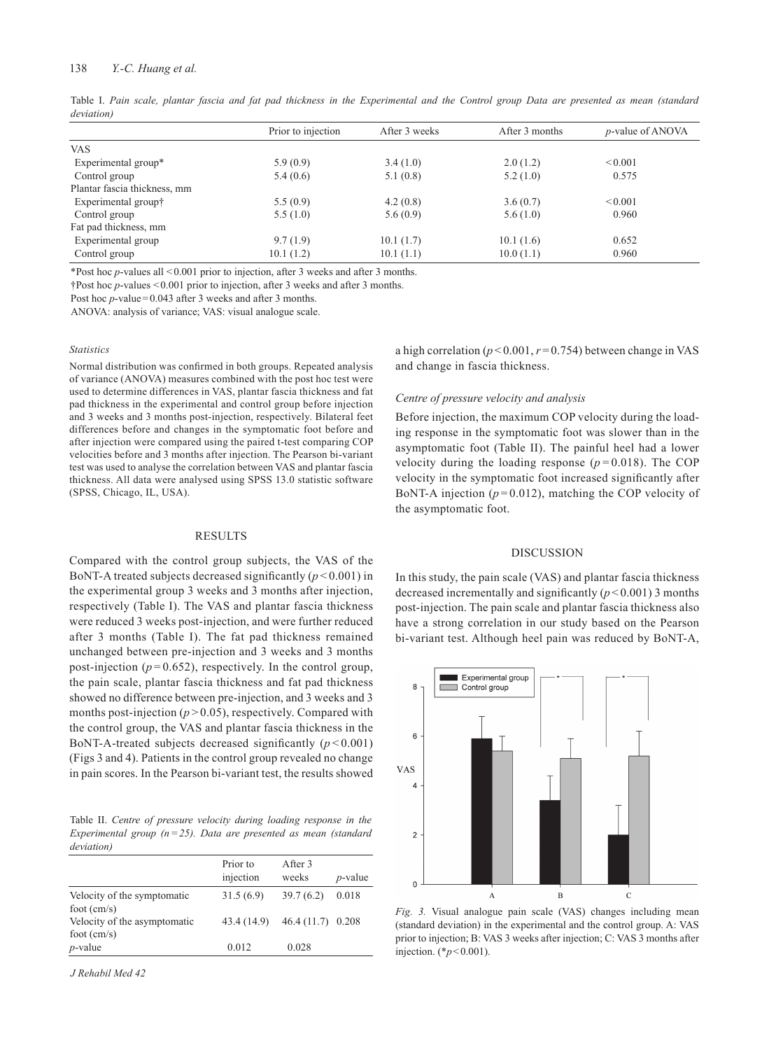Table I. *Pain scale, plantar fascia and fat pad thickness in the Experimental and the Control group Data are presented as mean (standard deviation)*

| | Prior to injection | After 3 weeks | After 3 months | *p*-value of ANOVA |
|---|---|---|---|---|
| VAS | | | | |
| Experimental group* | 5.9 (0.9) | 3.4 (1.0) | 2.0 (1.2) | < 0.001 |
| Control group | 5.4 (0.6) | 5.1 (0.8) | 5.2 (1.0) | 0.575 |
| Plantar fascia thickness, mm | | | | |
| Experimental group† | 5.5 (0.9) | 4.2 (0.8) | 3.6 (0.7) | < 0.001 |
| Control group | 5.5 (1.0) | 5.6 (0.9) | 5.6 (1.0) | 0.960 |
| Fat pad thickness, mm | | | | |
| Experimental group | 9.7 (1.9) | 10.1 (1.7) | 10.1 (1.6) | 0.652 |
| Control group | 10.1 (1.2) | 10.1 (1.1) | 10.0 (1.1) | 0.960 |

*Post hoc *p*-values all $< 0.001$ prior to injection, after 3 weeks and after 3 months.

†Post hoc *p*-values $< 0.001$ prior to injection, after 3 weeks and after 3 months.

Post hoc *p*-value $= 0.043$ after 3 weeks and after 3 months.

ANOVA: analysis of variance; VAS: visual analogue scale.

### *Statistics*

Normal distribution was confirmed in both groups. Repeated analysis of variance (ANOVA) measures combined with the post hoc test were used to determine differences in VAS, plantar fascia thickness and fat pad thickness in the experimental and control group before injection and 3 weeks and 3 months post-injection, respectively. Bilateral feet differences before and changes in the symptomatic foot before and after injection were compared using the paired t-test comparing COP velocities before and 3 months after injection. The Pearson bi-variant test was used to analyse the correlation between VAS and plantar fascia thickness. All data were analysed using SPSS 13.0 statistic software (SPSS, Chicago, IL, USA).

## RESULTS

Compared with the control group subjects, the VAS of the BoNT-A treated subjects decreased significantly ($p < 0.001$) in the experimental group 3 weeks and 3 months after injection, respectively (Table I). The VAS and plantar fascia thickness were reduced 3 weeks post-injection, and were further reduced after 3 months (Table I). The fat pad thickness remained unchanged between pre-injection and 3 weeks and 3 months post-injection ($p = 0.652$), respectively. In the control group, the pain scale, plantar fascia thickness and fat pad thickness showed no difference between pre-injection, and 3 weeks and 3 months post-injection ($p > 0.05$), respectively. Compared with the control group, the VAS and plantar fascia thickness in the BoNT-A-treated subjects decreased significantly ($p < 0.001$) (Figs 3 and 4). Patients in the control group revealed no change in pain scores. In the Pearson bi-variant test, the results showed a high correlation ($p < 0.001$, $r = 0.754$) between change in VAS and change in fascia thickness.

Table II. *Centre of pressure velocity during loading response in the Experimental group ($n = 25$). Data are presented as mean (standard deviation)*

| | Prior to injection | After 3 weeks | *p*-value |
|---|---|---|---|
| Velocity of the symptomatic foot (cm/s) | 31.5 (6.9) | 39.7 (6.2) | 0.018 |
| Velocity of the asymptomatic foot (cm/s) | 43.4 (14.9) | 46.4 (11.7) | 0.208 |
| *p*-value | 0.012 | 0.028 | |

### *Centre of pressure velocity and analysis*

Before injection, the maximum COP velocity during the loading response in the symptomatic foot was slower than in the asymptomatic foot (Table II). The painful heel had a lower velocity during the loading response ($p = 0.018$). The COP velocity in the symptomatic foot increased significantly after BoNT-A injection ($p = 0.012$), matching the COP velocity of the asymptomatic foot.

## DISCUSSION

In this study, the pain scale (VAS) and plantar fascia thickness decreased incrementally and significantly ($p < 0.001$) 3 months post-injection. The pain scale and plantar fascia thickness also have a strong correlation in our study based on the Pearson bi-variant test. Although heel pain was reduced by BoNT-A,

*Fig. 3.* Visual analogue pain scale (VAS) changes including mean (standard deviation) in the experimental and the control group. A: VAS prior to injection; B: VAS 3 weeks after injection; C: VAS 3 months after injection. (*$p < 0.001$).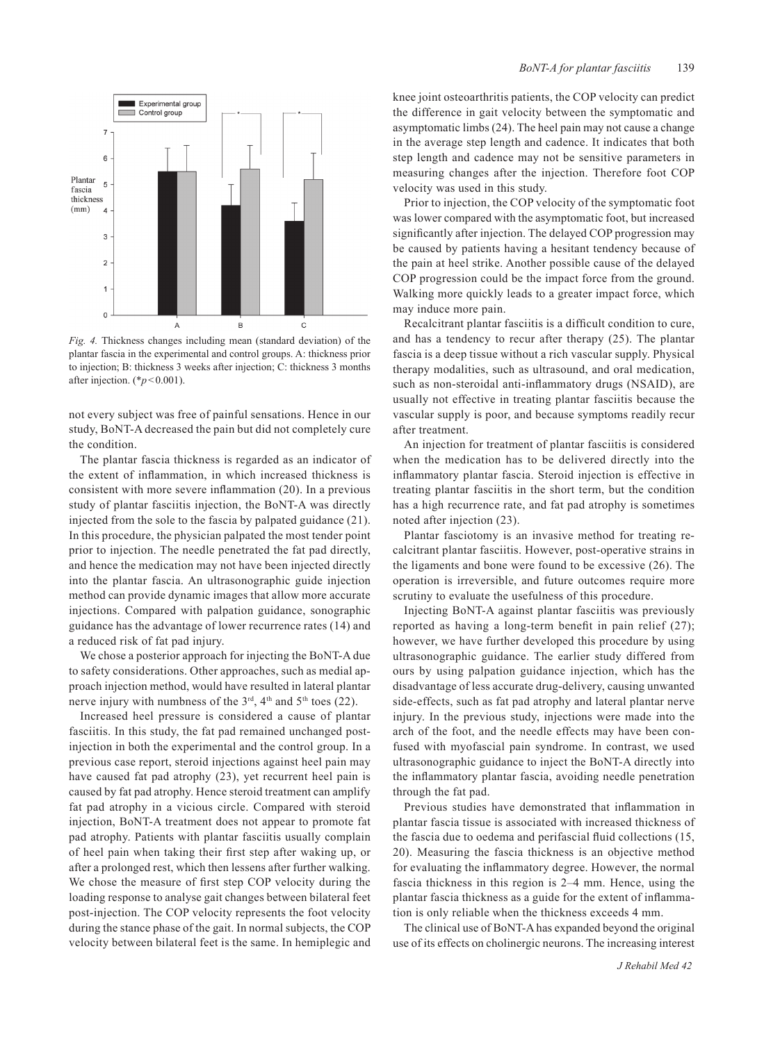*Fig. 4.* Thickness changes including mean (standard deviation) of the plantar fascia in the experimental and control groups. A: thickness prior to injection; B: thickness 3 weeks after injection; C: thickness 3 months after injection. (\*$p < 0.001$).

not every subject was free of painful sensations. Hence in our study, BoNT-A decreased the pain but did not completely cure the condition.

The plantar fascia thickness is regarded as an indicator of the extent of inflammation, in which increased thickness is consistent with more severe inflammation (20). In a previous study of plantar fasciitis injection, the BoNT-A was directly injected from the sole to the fascia by palpated guidance (21). In this procedure, the physician palpated the most tender point prior to injection. The needle penetrated the fat pad directly, and hence the medication may not have been injected directly into the plantar fascia. An ultrasonographic guide injection method can provide dynamic images that allow more accurate injections. Compared with palpation guidance, sonographic guidance has the advantage of lower recurrence rates (14) and a reduced risk of fat pad injury.

We chose a posterior approach for injecting the BoNT-A due to safety considerations. Other approaches, such as medial approach injection method, would have resulted in lateral plantar nerve injury with numbness of the 3rd, 4th and 5th toes (22).

Increased heel pressure is considered a cause of plantar fasciitis. In this study, the fat pad remained unchanged post-injection in both the experimental and the control group. In a previous case report, steroid injections against heel pain may have caused fat pad atrophy (23), yet recurrent heel pain is caused by fat pad atrophy. Hence steroid treatment can amplify fat pad atrophy in a vicious circle. Compared with steroid injection, BoNT-A treatment does not appear to promote fat pad atrophy. Patients with plantar fasciitis usually complain of heel pain when taking their first step after waking up, or after a prolonged rest, which then lessens after further walking. We chose the measure of first step COP velocity during the loading response to analyse gait changes between bilateral feet post-injection. The COP velocity represents the foot velocity during the stance phase of the gait. In normal subjects, the COP velocity between bilateral feet is the same. In hemiplegic and knee joint osteoarthritis patients, the COP velocity can predict the difference in gait velocity between the symptomatic and asymptomatic limbs (24). The heel pain may not cause a change in the average step length and cadence. It indicates that both step length and cadence may not be sensitive parameters in measuring changes after the injection. Therefore foot COP velocity was used in this study.

Prior to injection, the COP velocity of the symptomatic foot was lower compared with the asymptomatic foot, but increased significantly after injection. The delayed COP progression may be caused by patients having a hesitant tendency because of the pain at heel strike. Another possible cause of the delayed COP progression could be the impact force from the ground. Walking more quickly leads to a greater impact force, which may induce more pain.

Recalcitrant plantar fasciitis is a difficult condition to cure, and has a tendency to recur after therapy (25). The plantar fascia is a deep tissue without a rich vascular supply. Physical therapy modalities, such as ultrasound, and oral medication, such as non-steroidal anti-inflammatory drugs (NSAID), are usually not effective in treating plantar fasciitis because the vascular supply is poor, and because symptoms readily recur after treatment.

An injection for treatment of plantar fasciitis is considered when the medication has to be delivered directly into the inflammatory plantar fascia. Steroid injection is effective in treating plantar fasciitis in the short term, but the condition has a high recurrence rate, and fat pad atrophy is sometimes noted after injection (23).

Plantar fasciotomy is an invasive method for treating recalcitrant plantar fasciitis. However, post-operative strains in the ligaments and bone were found to be excessive (26). The operation is irreversible, and future outcomes require more scrutiny to evaluate the usefulness of this procedure.

Injecting BoNT-A against plantar fasciitis was previously reported as having a long-term benefit in pain relief (27); however, we have further developed this procedure by using ultrasonographic guidance. The earlier study differed from ours by using palpation guidance injection, which has the disadvantage of less accurate drug-delivery, causing unwanted side-effects, such as fat pad atrophy and lateral plantar nerve injury. In the previous study, injections were made into the arch of the foot, and the needle effects may have been confused with myofascial pain syndrome. In contrast, we used ultrasonographic guidance to inject the BoNT-A directly into the inflammatory plantar fascia, avoiding needle penetration through the fat pad.

Previous studies have demonstrated that inflammation in plantar fascia tissue is associated with increased thickness of the fascia due to oedema and perifascial fluid collections (15, 20). Measuring the fascia thickness is an objective method for evaluating the inflammatory degree. However, the normal fascia thickness in this region is 2–4 mm. Hence, using the plantar fascia thickness as a guide for the extent of inflammation is only reliable when the thickness exceeds 4 mm.

The clinical use of BoNT-A has expanded beyond the original use of its effects on cholinergic neurons. The increasing interest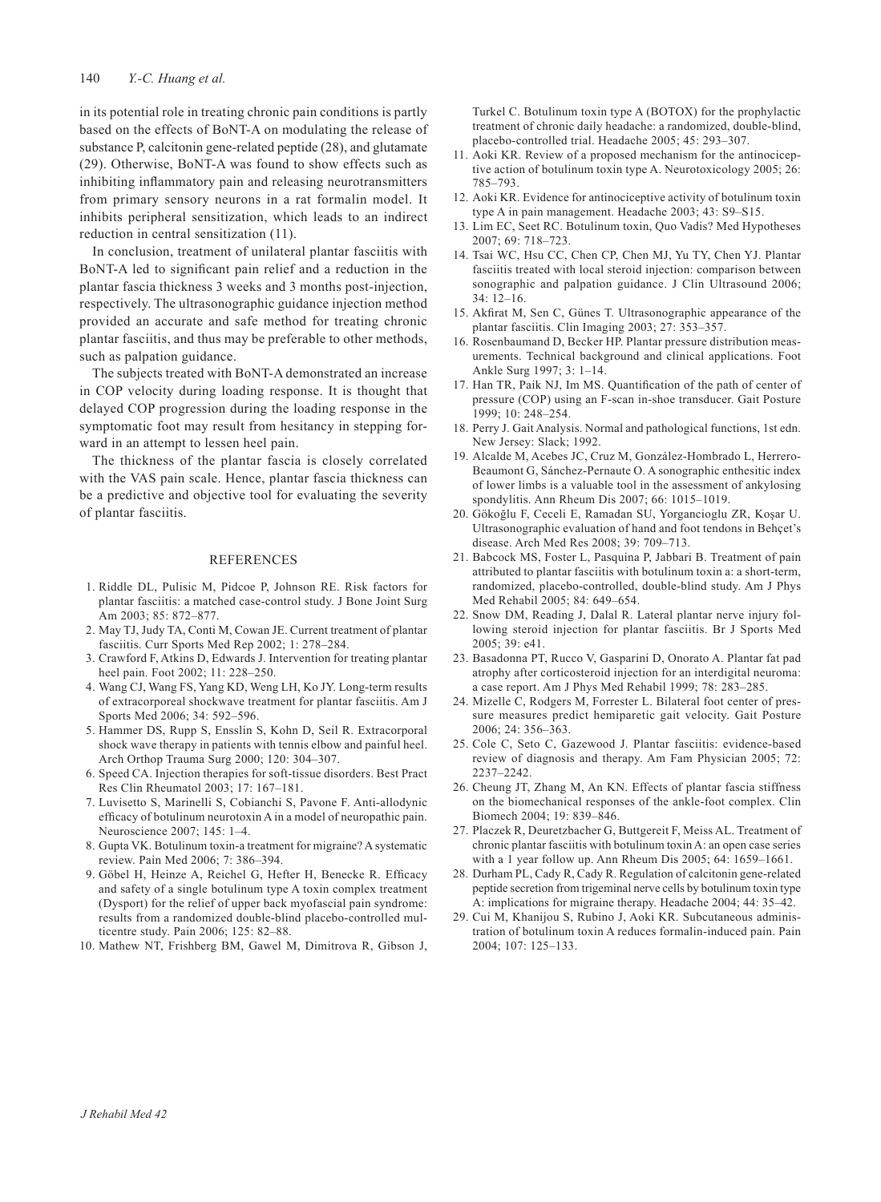in its potential role in treating chronic pain conditions is partly based on the effects of BoNT-A on modulating the release of substance P, calcitonin gene-related peptide (28), and glutamate (29). Otherwise, BoNT-A was found to show effects such as inhibiting inflammatory pain and releasing neurotransmitters from primary sensory neurons in a rat formalin model. It inhibits peripheral sensitization, which leads to an indirect reduction in central sensitization (11).

In conclusion, treatment of unilateral plantar fasciitis with BoNT-A led to significant pain relief and a reduction in the plantar fascia thickness 3 weeks and 3 months post-injection, respectively. The ultrasonographic guidance injection method provided an accurate and safe method for treating chronic plantar fasciitis, and thus may be preferable to other methods, such as palpation guidance.

The subjects treated with BoNT-A demonstrated an increase in COP velocity during loading response. It is thought that delayed COP progression during the loading response in the symptomatic foot may result from hesitancy in stepping forward in an attempt to lessen heel pain.

The thickness of the plantar fascia is closely correlated with the VAS pain scale. Hence, plantar fascia thickness can be a predictive and objective tool for evaluating the severity of plantar fasciitis.

## REFERENCES

1. Riddle DL, Pulisic M, Pidcoe P, Johnson RE. Risk factors for plantar fasciitis: a matched case-control study. J Bone Joint Surg Am 2003; 85: 872–877.
2. May TJ, Judy TA, Conti M, Cowan JE. Current treatment of plantar fasciitis. Curr Sports Med Rep 2002; 1: 278–284.
3. Crawford F, Atkins D, Edwards J. Intervention for treating plantar heel pain. Foot 2002; 11: 228–250.
4. Wang CJ, Wang FS, Yang KD, Weng LH, Ko JY. Long-term results of extracorporeal shockwave treatment for plantar fasciitis. Am J Sports Med 2006; 34: 592–596.
5. Hammer DS, Rupp S, Ensslin S, Kohn D, Seil R. Extracorporal shock wave therapy in patients with tennis elbow and painful heel. Arch Orthop Trauma Surg 2000; 120: 304–307.
6. Speed CA. Injection therapies for soft-tissue disorders. Best Pract Res Clin Rheumatol 2003; 17: 167–181.
7. Luvisetto S, Marinelli S, Cobianchi S, Pavone F. Anti-allodynic efficacy of botulinum neurotoxin A in a model of neuropathic pain. Neuroscience 2007; 145: 1–4.
8. Gupta VK. Botulinum toxin-a treatment for migraine? A systematic review. Pain Med 2006; 7: 386–394.
9. Göbel H, Heinze A, Reichel G, Hefter H, Benecke R. Efficacy and safety of a single botulinum type A toxin complex treatment (Dysport) for the relief of upper back myofascial pain syndrome: results from a randomized double-blind placebo-controlled multicentre study. Pain 2006; 125: 82–88.
10. Mathew NT, Frishberg BM, Gawel M, Dimitrova R, Gibson J, Turkel C. Botulinum toxin type A (BOTOX) for the prophylactic treatment of chronic daily headache: a randomized, double-blind, placebo-controlled trial. Headache 2005; 45: 293–307.
11. Aoki KR. Review of a proposed mechanism for the antinociceptive action of botulinum toxin type A. Neurotoxicology 2005; 26: 785–793.
12. Aoki KR. Evidence for antinociceptive activity of botulinum toxin type A in pain management. Headache 2003; 43: S9–S15.
13. Lim EC, Seet RC. Botulinum toxin, Quo Vadis? Med Hypotheses 2007; 69: 718–723.
14. Tsai WC, Hsu CC, Chen CP, Chen MJ, Yu TY, Chen YJ. Plantar fasciitis treated with local steroid injection: comparison between sonographic and palpation guidance. J Clin Ultrasound 2006; 34: 12–16.
15. Akfirat M, Sen C, Günes T. Ultrasonographic appearance of the plantar fasciitis. Clin Imaging 2003; 27: 353–357.
16. Rosenbaumand D, Becker HP. Plantar pressure distribution measurements. Technical background and clinical applications. Foot Ankle Surg 1997; 3: 1–14.
17. Han TR, Paik NJ, Im MS. Quantification of the path of center of pressure (COP) using an F-scan in-shoe transducer. Gait Posture 1999; 10: 248–254.
18. Perry J. Gait Analysis. Normal and pathological functions, 1st edn. New Jersey: Slack; 1992.
19. Alcalde M, Acebes JC, Cruz M, González-Hombrado L, Herrero-Beaumont G, Sánchez-Pernaute O. A sonographic enthesitic index of lower limbs is a valuable tool in the assessment of ankylosing spondylitis. Ann Rheum Dis 2007; 66: 1015–1019.
20. Gökoğlu F, Ceceli E, Ramadan SU, Yorgancioglu ZR, Koşar U. Ultrasonographic evaluation of hand and foot tendons in Behçet's disease. Arch Med Res 2008; 39: 709–713.
21. Babcock MS, Foster L, Pasquina P, Jabbari B. Treatment of pain attributed to plantar fasciitis with botulinum toxin a: a short-term, randomized, placebo-controlled, double-blind study. Am J Phys Med Rehabil 2005; 84: 649–654.
22. Snow DM, Reading J, Dalal R. Lateral plantar nerve injury following steroid injection for plantar fasciitis. Br J Sports Med 2005; 39: e41.
23. Basadonna PT, Rucco V, Gasparini D, Onorato A. Plantar fat pad atrophy after corticosteroid injection for an interdigital neuroma: a case report. Am J Phys Med Rehabil 1999; 78: 283–285.
24. Mizelle C, Rodgers M, Forrester L. Bilateral foot center of pressure measures predict hemiparetic gait velocity. Gait Posture 2006; 24: 356–363.
25. Cole C, Seto C, Gazewood J. Plantar fasciitis: evidence-based review of diagnosis and therapy. Am Fam Physician 2005; 72: 2237–2242.
26. Cheung JT, Zhang M, An KN. Effects of plantar fascia stiffness on the biomechanical responses of the ankle-foot complex. Clin Biomech 2004; 19: 839–846.
27. Placzek R, Deuretzbacher G, Buttgereit F, Meiss AL. Treatment of chronic plantar fasciitis with botulinum toxin A: an open case series with a 1 year follow up. Ann Rheum Dis 2005; 64: 1659–1661.
28. Durham PL, Cady R, Cady R. Regulation of calcitonin gene-related peptide secretion from trigeminal nerve cells by botulinum toxin type A: implications for migraine therapy. Headache 2004; 44: 35–42.
29. Cui M, Khanijou S, Rubino J, Aoki KR. Subcutaneous administration of botulinum toxin A reduces formalin-induced pain. Pain 2004; 107: 125–133.